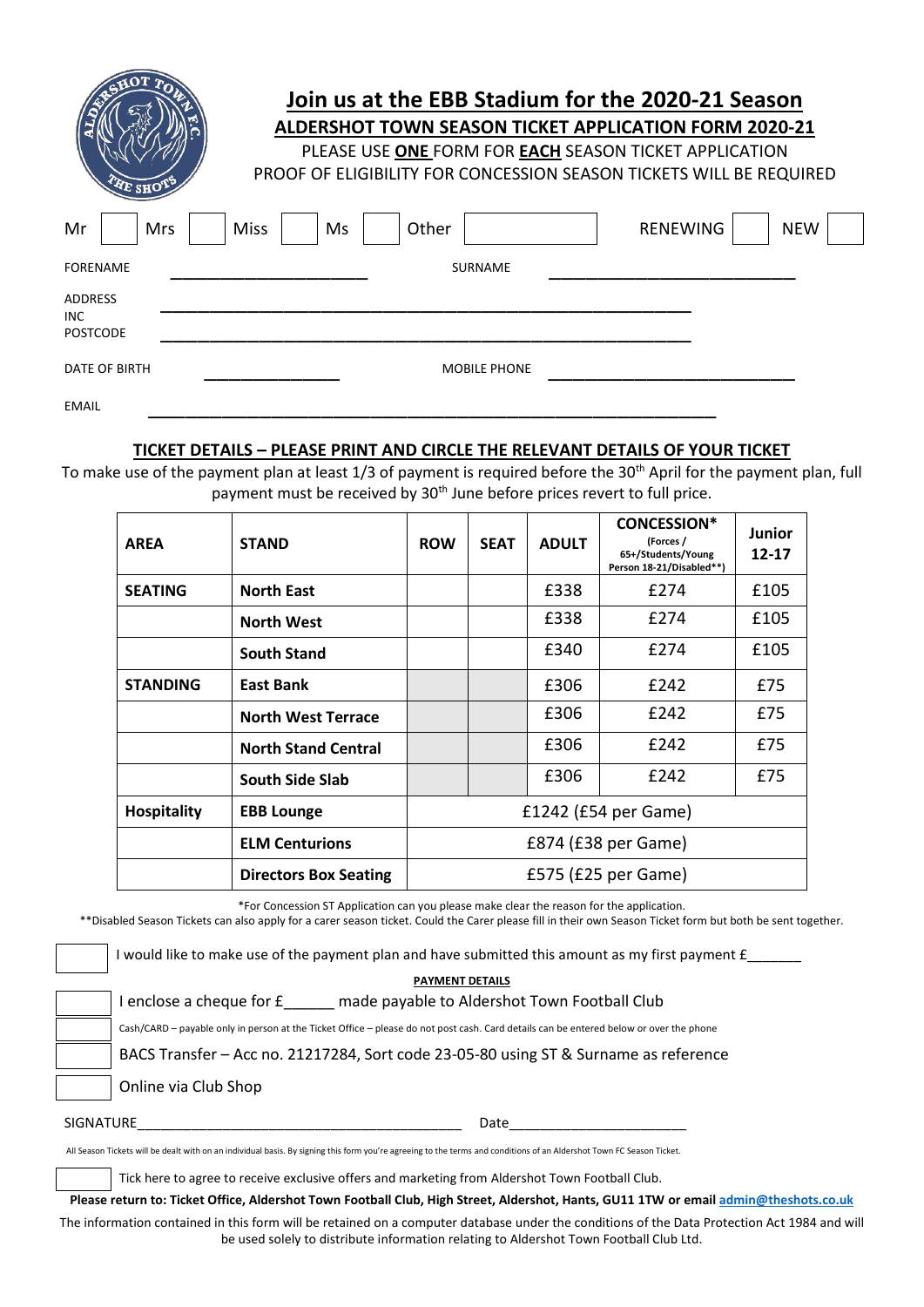# Join us at the EBB Stadium for the 2020-21 Season

## ALDERSHOT TOWN SEASON TICKET APPLICATION FORM 2020-21

PLEASE USE **ONE** FORM FOR **EACH** SEASON TICKET APPLICATION

PROOF OF ELIGIBILITY FOR CONCESSION SEASON TICKETS WILL BE REQUIRED

Mr ☐ Mrs ☐ Miss ☐ Ms ☐ Other __________ RENEWING ☐ NEW ☐

FORENAME ______________________ SURNAME ____________________________

ADDRESS INC POSTCODE ____________________________________________________________

____________________________________________________________

DATE OF BIRTH _______________ MOBILE PHONE ____________________________

EMAIL ______________________________________________________________

### TICKET DETAILS – PLEASE PRINT AND CIRCLE THE RELEVANT DETAILS OF YOUR TICKET

To make use of the payment plan at least 1/3 of payment is required before the 30th April for the payment plan, full payment must be received by 30th June before prices revert to full price.

| AREA | STAND | ROW | SEAT | ADULT | CONCESSION* (Forces / 65+/Students/Young Person 18-21/Disabled**) | Junior 12-17 |
|---|---|---|---|---|---|---|
| **SEATING** | **North East** | | | £338 | £274 | £105 |
| | **North West** | | | £338 | £274 | £105 |
| | **South Stand** | | | £340 | £274 | £105 |
| **STANDING** | **East Bank** | | | £306 | £242 | £75 |
| | **North West Terrace** | | | £306 | £242 | £75 |
| | **North Stand Central** | | | £306 | £242 | £75 |
| | **South Side Slab** | | | £306 | £242 | £75 |
| **Hospitality** | **EBB Lounge** | £1242 (£54 per Game) | | | | |
| | **ELM Centurions** | £874 (£38 per Game) | | | | |
| | **Directors Box Seating** | £575 (£25 per Game) | | | | |

*For Concession ST Application can you please make clear the reason for the application.

**Disabled Season Tickets can also apply for a carer season ticket. Could the Carer please fill in their own Season Ticket form but both be sent together.

☐ I would like to make use of the payment plan and have submitted this amount as my first payment £_______

**PAYMENT DETAILS**

☐ I enclose a cheque for £______ made payable to Aldershot Town Football Club

☐ Cash/CARD – payable only in person at the Ticket Office – please do not post cash. Card details can be entered below or over the phone

☐ BACS Transfer – Acc no. 21217284, Sort code 23-05-80 using ST & Surname as reference

☐ Online via Club Shop

SIGNATURE__________________________________________ Date_______________________

All Season Tickets will be dealt with on an individual basis. By signing this form you're agreeing to the terms and conditions of an Aldershot Town FC Season Ticket.

☐ Tick here to agree to receive exclusive offers and marketing from Aldershot Town Football Club.

**Please return to: Ticket Office, Aldershot Town Football Club, High Street, Aldershot, Hants, GU11 1TW or email admin@theshots.co.uk**

The information contained in this form will be retained on a computer database under the conditions of the Data Protection Act 1984 and will be used solely to distribute information relating to Aldershot Town Football Club Ltd.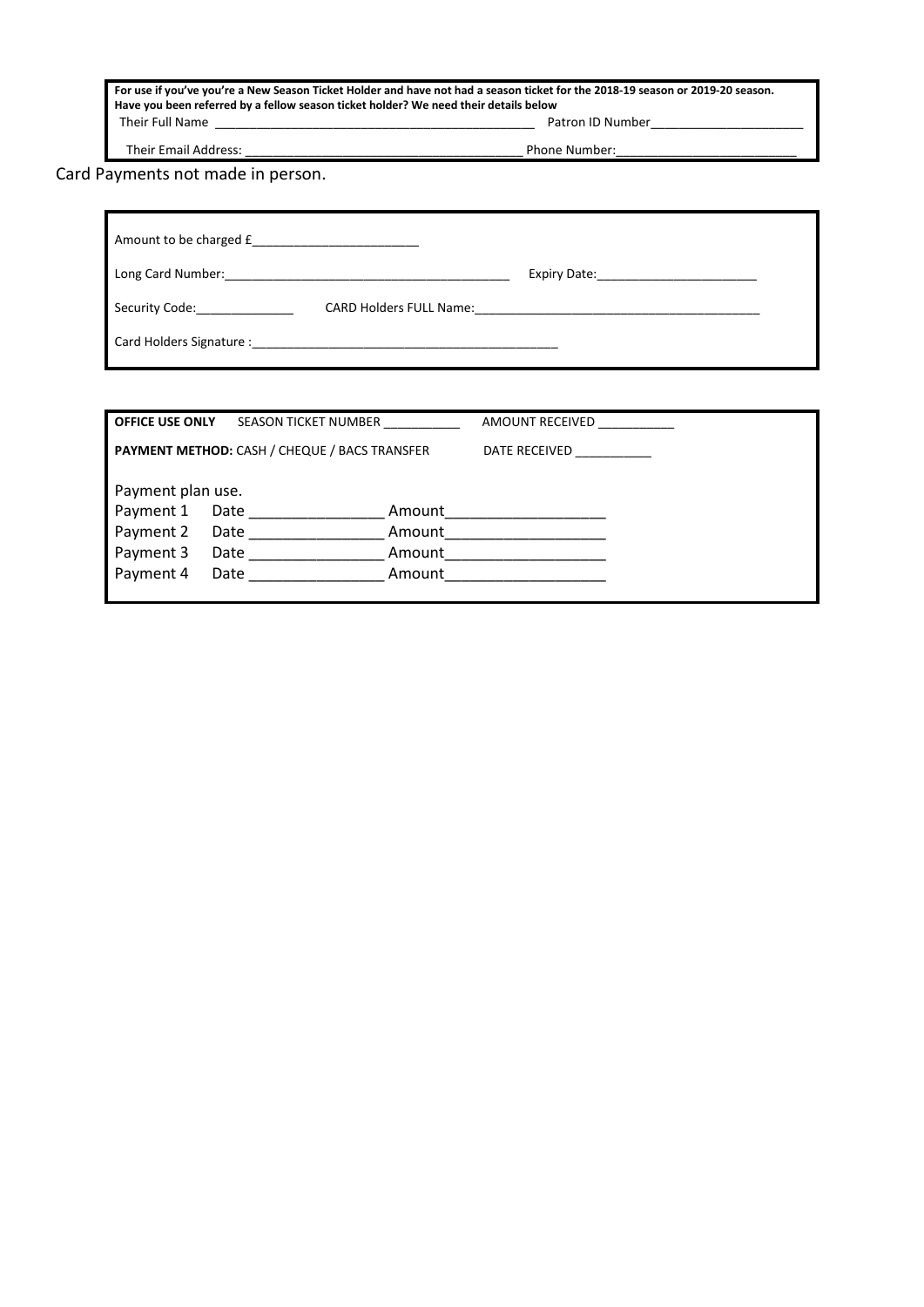**For use if you've you're a New Season Ticket Holder and have not had a season ticket for the 2018-19 season or 2019-20 season.**
**Have you been referred by a fellow season ticket holder? We need their details below**

Their Full Name _______________________________________________ Patron ID Number______________________

Their Email Address: _______________________________________ Phone Number:_________________________

Card Payments not made in person.

Amount to be charged £________________________

Long Card Number:__________________________________________ Expiry Date:_______________________

Security Code:______________ CARD Holders FULL Name:________________________________________

Card Holders Signature :_____________________________________________

**OFFICE USE ONLY** SEASON TICKET NUMBER ___________ AMOUNT RECEIVED ___________

**PAYMENT METHOD:** CASH / CHEQUE / BACS TRANSFER DATE RECEIVED ___________

Payment plan use.

Payment 1 Date ________________ Amount___________________

Payment 2 Date ________________ Amount___________________

Payment 3 Date ________________ Amount___________________

Payment 4 Date ________________ Amount___________________